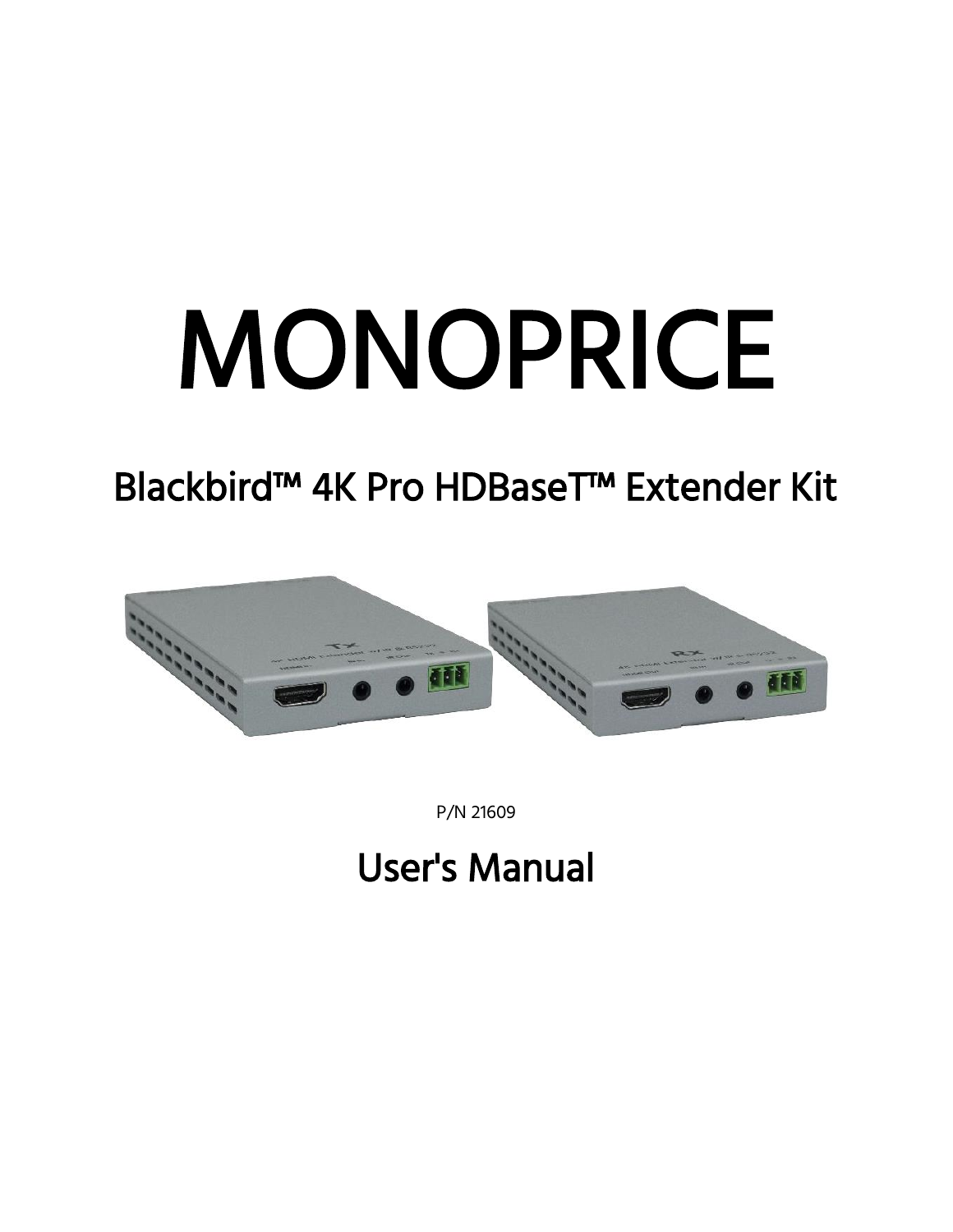# MONOPRICE

## Blackbird™ 4K Pro HDBaseT™ Extender Kit

P/N 21609

## User's Manual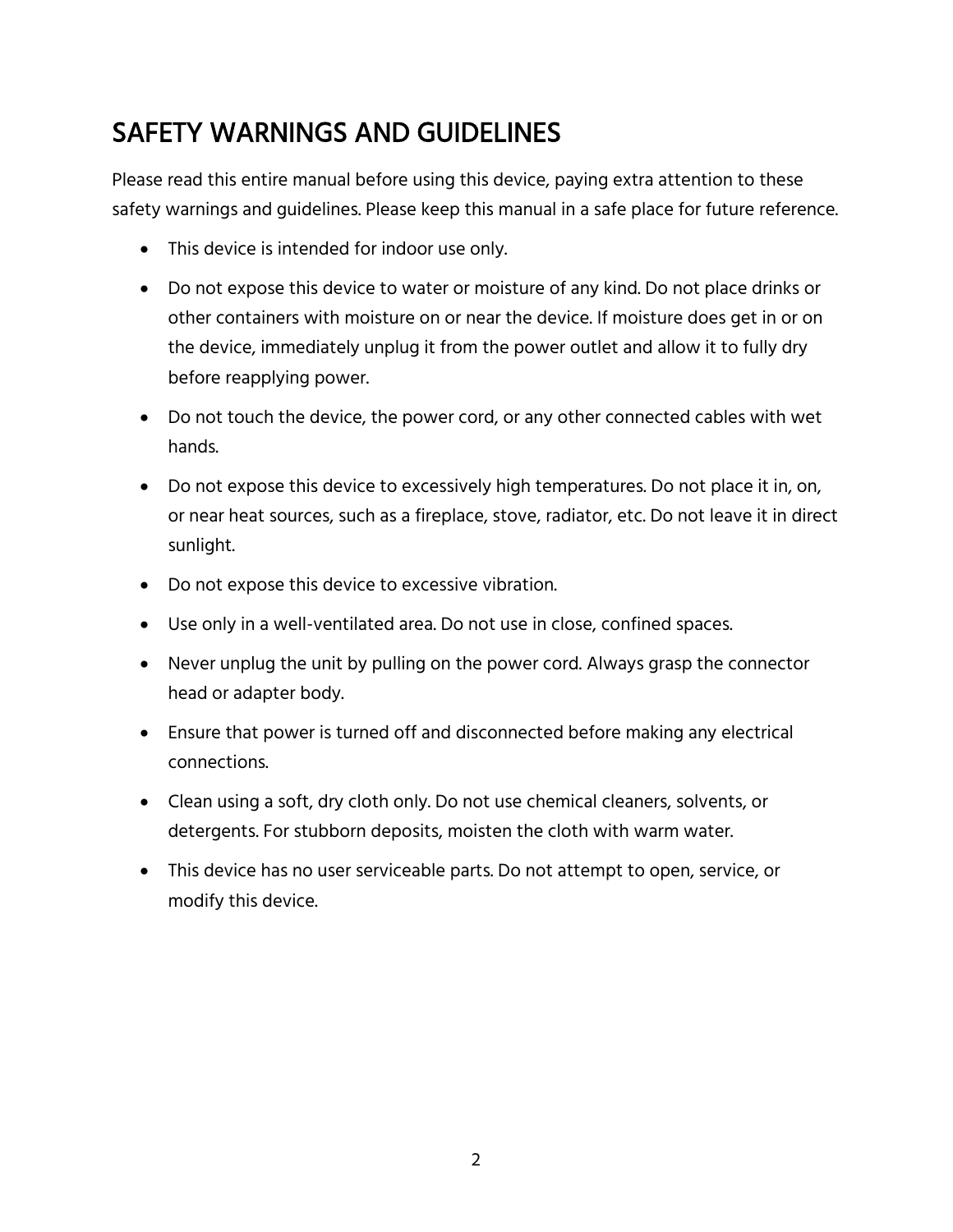# SAFETY WARNINGS AND GUIDELINES

Please read this entire manual before using this device, paying extra attention to these safety warnings and guidelines. Please keep this manual in a safe place for future reference.

- This device is intended for indoor use only.
- Do not expose this device to water or moisture of any kind. Do not place drinks or other containers with moisture on or near the device. If moisture does get in or on the device, immediately unplug it from the power outlet and allow it to fully dry before reapplying power.
- Do not touch the device, the power cord, or any other connected cables with wet hands.
- Do not expose this device to excessively high temperatures. Do not place it in, on, or near heat sources, such as a fireplace, stove, radiator, etc. Do not leave it in direct sunlight.
- Do not expose this device to excessive vibration.
- Use only in a well-ventilated area. Do not use in close, confined spaces.
- Never unplug the unit by pulling on the power cord. Always grasp the connector head or adapter body.
- Ensure that power is turned off and disconnected before making any electrical connections.
- Clean using a soft, dry cloth only. Do not use chemical cleaners, solvents, or detergents. For stubborn deposits, moisten the cloth with warm water.
- This device has no user serviceable parts. Do not attempt to open, service, or modify this device.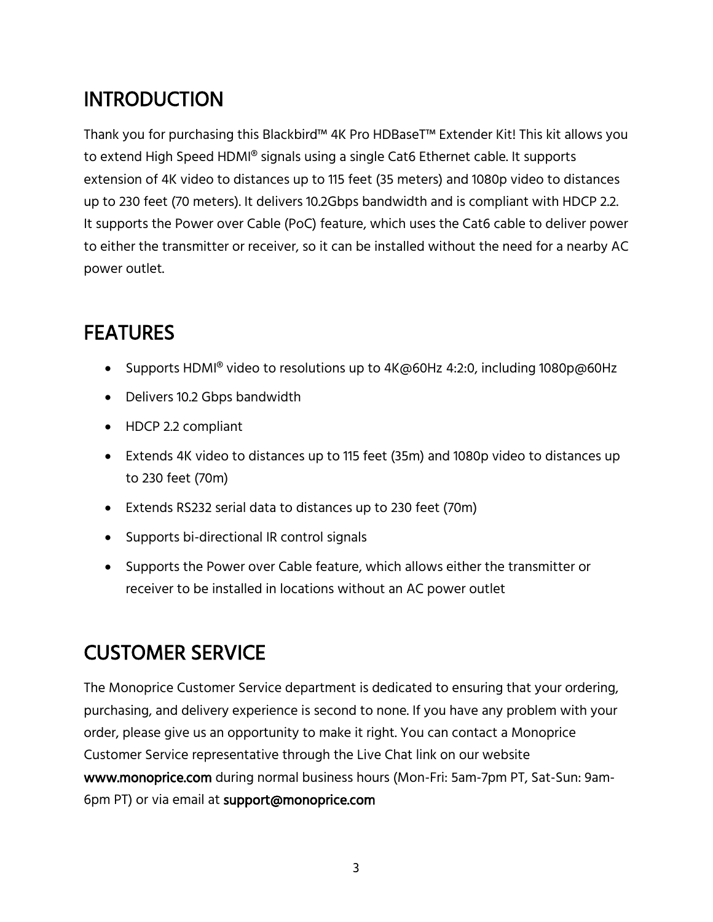# INTRODUCTION

Thank you for purchasing this Blackbird™ 4K Pro HDBaseT™ Extender Kit! This kit allows you to extend High Speed HDMI® signals using a single Cat6 Ethernet cable. It supports extension of 4K video to distances up to 115 feet (35 meters) and 1080p video to distances up to 230 feet (70 meters). It delivers 10.2Gbps bandwidth and is compliant with HDCP 2.2. It supports the Power over Cable (PoC) feature, which uses the Cat6 cable to deliver power to either the transmitter or receiver, so it can be installed without the need for a nearby AC power outlet.

# FEATURES

- Supports HDMI® video to resolutions up to 4K@60Hz 4:2:0, including 1080p@60Hz
- Delivers 10.2 Gbps bandwidth
- HDCP 2.2 compliant
- Extends 4K video to distances up to 115 feet (35m) and 1080p video to distances up to 230 feet (70m)
- Extends RS232 serial data to distances up to 230 feet (70m)
- Supports bi-directional IR control signals
- Supports the Power over Cable feature, which allows either the transmitter or receiver to be installed in locations without an AC power outlet

# CUSTOMER SERVICE

The Monoprice Customer Service department is dedicated to ensuring that your ordering, purchasing, and delivery experience is second to none. If you have any problem with your order, please give us an opportunity to make it right. You can contact a Monoprice Customer Service representative through the Live Chat link on our website **www.monoprice.com** during normal business hours (Mon-Fri: 5am-7pm PT, Sat-Sun: 9am-6pm PT) or via email at **support@monoprice.com**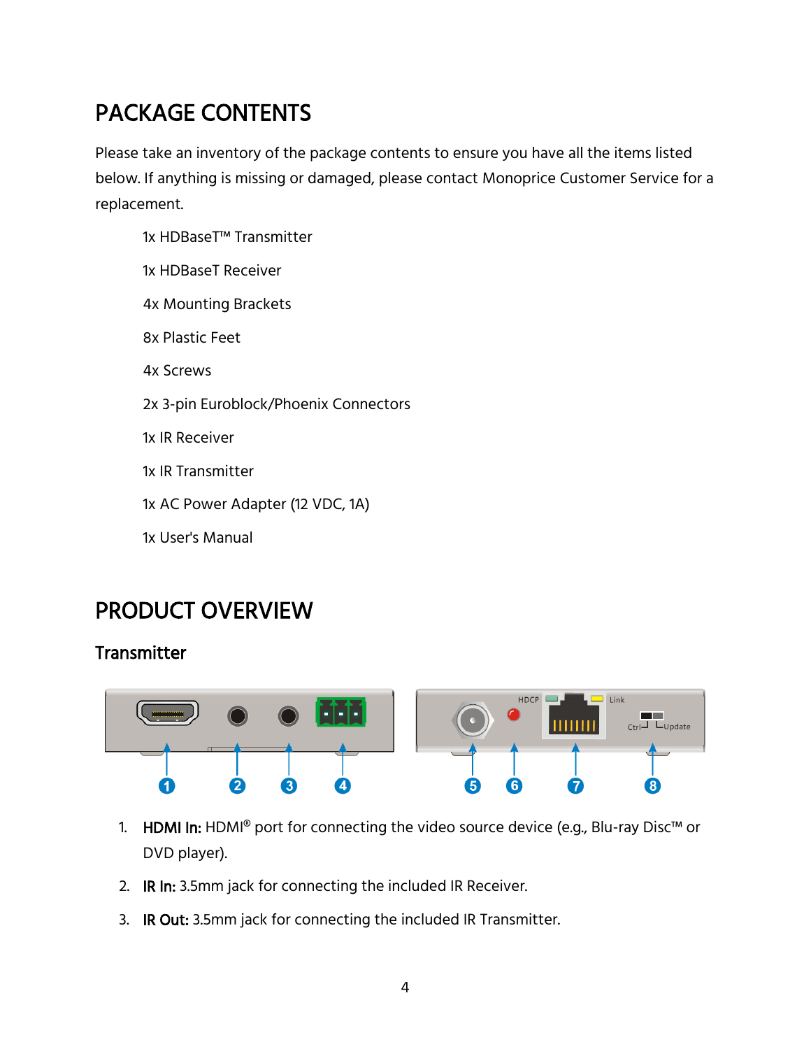# PACKAGE CONTENTS

Please take an inventory of the package contents to ensure you have all the items listed below. If anything is missing or damaged, please contact Monoprice Customer Service for a replacement.

1x HDBaseT™ Transmitter

1x HDBaseT Receiver

4x Mounting Brackets

8x Plastic Feet

4x Screws

2x 3-pin Euroblock/Phoenix Connectors

1x IR Receiver

1x IR Transmitter

1x AC Power Adapter (12 VDC, 1A)

1x User's Manual

# PRODUCT OVERVIEW

## Transmitter

1. **HDMI In:** HDMI® port for connecting the video source device (e.g., Blu-ray Disc™ or DVD player).
2. **IR In:** 3.5mm jack for connecting the included IR Receiver.
3. **IR Out:** 3.5mm jack for connecting the included IR Transmitter.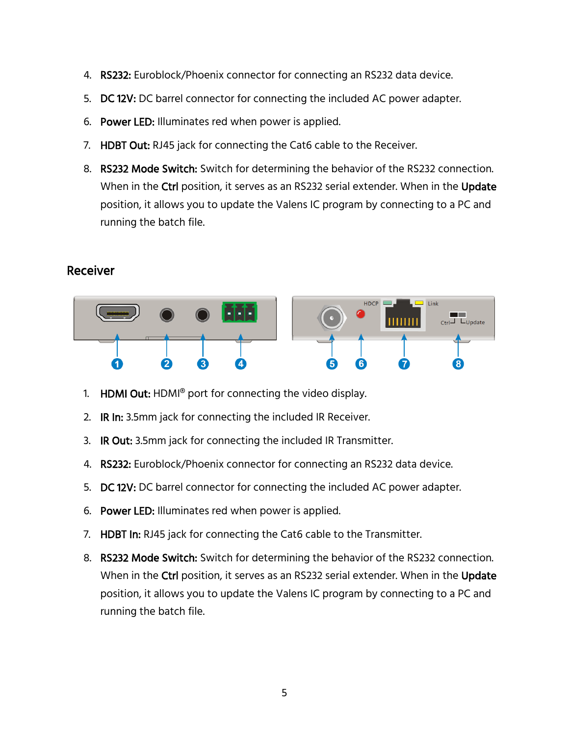4. **RS232:** Euroblock/Phoenix connector for connecting an RS232 data device.
5. **DC 12V:** DC barrel connector for connecting the included AC power adapter.
6. **Power LED:** Illuminates red when power is applied.
7. **HDBT Out:** RJ45 jack for connecting the Cat6 cable to the Receiver.
8. **RS232 Mode Switch:** Switch for determining the behavior of the RS232 connection. When in the **Ctrl** position, it serves as an RS232 serial extender. When in the **Update** position, it allows you to update the Valens IC program by connecting to a PC and running the batch file.

## Receiver

1. **HDMI Out:** HDMI® port for connecting the video display.
2. **IR In:** 3.5mm jack for connecting the included IR Receiver.
3. **IR Out:** 3.5mm jack for connecting the included IR Transmitter.
4. **RS232:** Euroblock/Phoenix connector for connecting an RS232 data device.
5. **DC 12V:** DC barrel connector for connecting the included AC power adapter.
6. **Power LED:** Illuminates red when power is applied.
7. **HDBT In:** RJ45 jack for connecting the Cat6 cable to the Transmitter.
8. **RS232 Mode Switch:** Switch for determining the behavior of the RS232 connection. When in the **Ctrl** position, it serves as an RS232 serial extender. When in the **Update** position, it allows you to update the Valens IC program by connecting to a PC and running the batch file.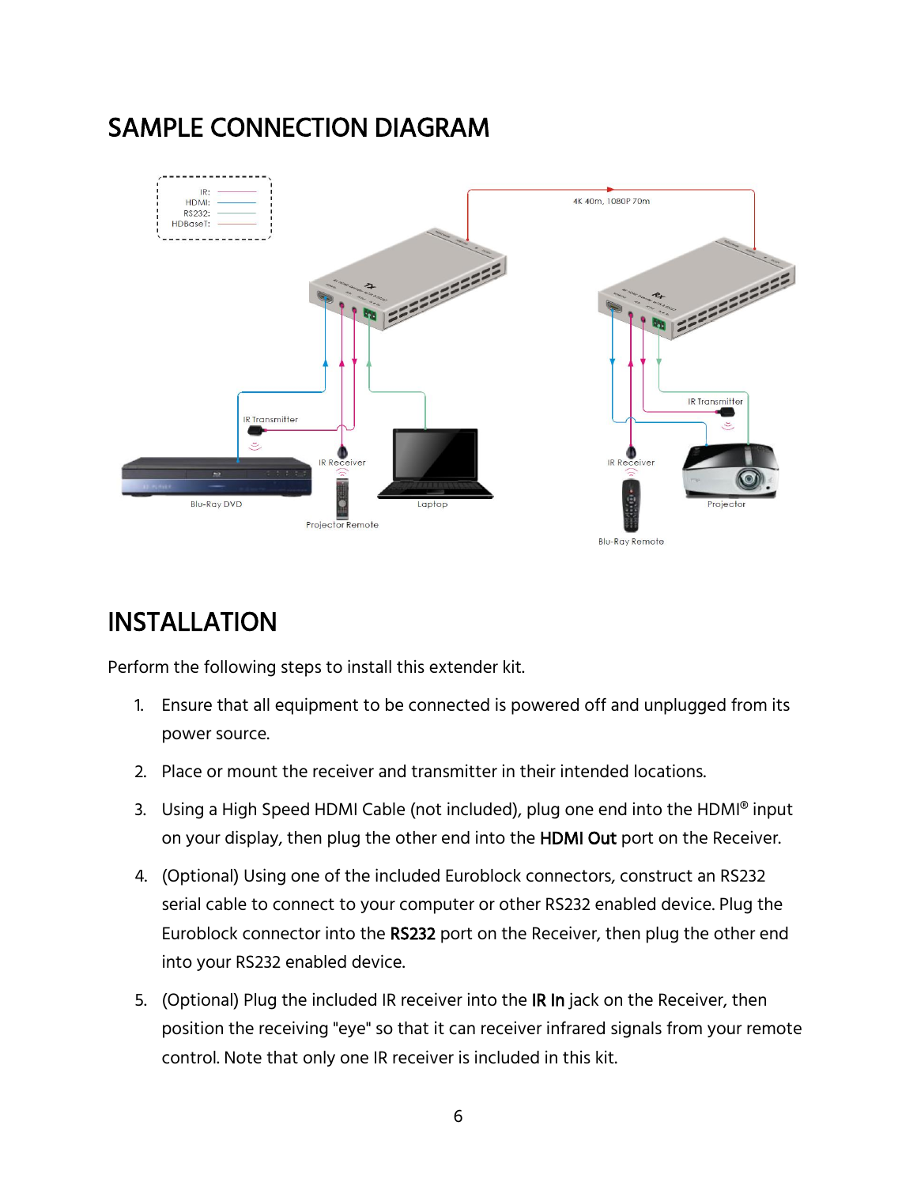## SAMPLE CONNECTION DIAGRAM

## INSTALLATION

Perform the following steps to install this extender kit.

1. Ensure that all equipment to be connected is powered off and unplugged from its power source.
2. Place or mount the receiver and transmitter in their intended locations.
3. Using a High Speed HDMI Cable (not included), plug one end into the HDMI® input on your display, then plug the other end into the **HDMI Out** port on the Receiver.
4. (Optional) Using one of the included Euroblock connectors, construct an RS232 serial cable to connect to your computer or other RS232 enabled device. Plug the Euroblock connector into the **RS232** port on the Receiver, then plug the other end into your RS232 enabled device.
5. (Optional) Plug the included IR receiver into the **IR In** jack on the Receiver, then position the receiving "eye" so that it can receiver infrared signals from your remote control. Note that only one IR receiver is included in this kit.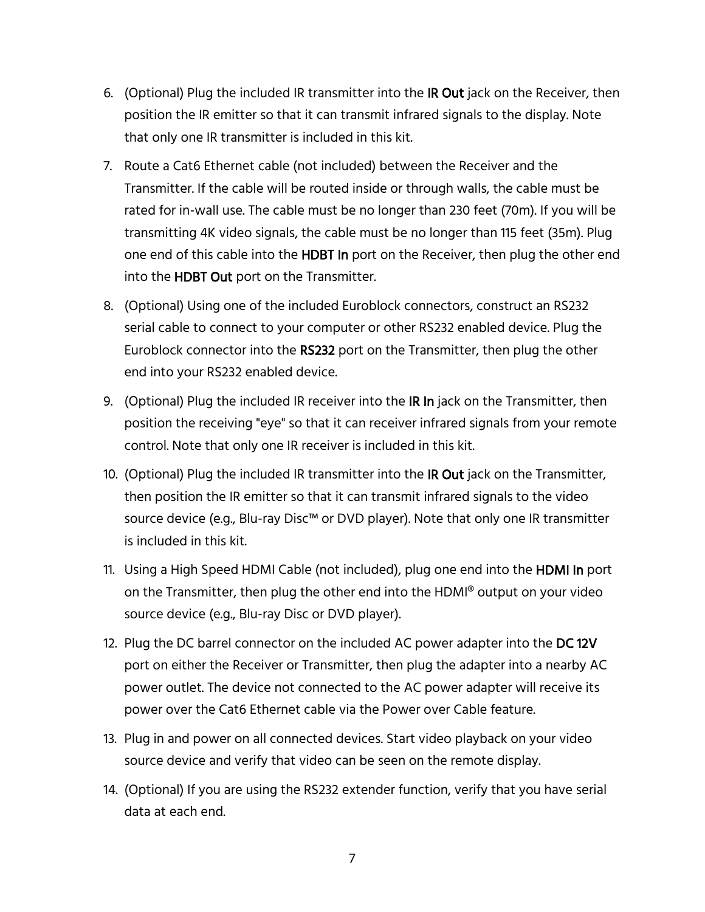6. (Optional) Plug the included IR transmitter into the **IR Out** jack on the Receiver, then position the IR emitter so that it can transmit infrared signals to the display. Note that only one IR transmitter is included in this kit.
7. Route a Cat6 Ethernet cable (not included) between the Receiver and the Transmitter. If the cable will be routed inside or through walls, the cable must be rated for in-wall use. The cable must be no longer than 230 feet (70m). If you will be transmitting 4K video signals, the cable must be no longer than 115 feet (35m). Plug one end of this cable into the **HDBT In** port on the Receiver, then plug the other end into the **HDBT Out** port on the Transmitter.
8. (Optional) Using one of the included Euroblock connectors, construct an RS232 serial cable to connect to your computer or other RS232 enabled device. Plug the Euroblock connector into the **RS232** port on the Transmitter, then plug the other end into your RS232 enabled device.
9. (Optional) Plug the included IR receiver into the **IR In** jack on the Transmitter, then position the receiving "eye" so that it can receiver infrared signals from your remote control. Note that only one IR receiver is included in this kit.
10. (Optional) Plug the included IR transmitter into the **IR Out** jack on the Transmitter, then position the IR emitter so that it can transmit infrared signals to the video source device (e.g., Blu-ray Disc™ or DVD player). Note that only one IR transmitter is included in this kit.
11. Using a High Speed HDMI Cable (not included), plug one end into the **HDMI In** port on the Transmitter, then plug the other end into the HDMI® output on your video source device (e.g., Blu-ray Disc or DVD player).
12. Plug the DC barrel connector on the included AC power adapter into the **DC 12V** port on either the Receiver or Transmitter, then plug the adapter into a nearby AC power outlet. The device not connected to the AC power adapter will receive its power over the Cat6 Ethernet cable via the Power over Cable feature.
13. Plug in and power on all connected devices. Start video playback on your video source device and verify that video can be seen on the remote display.
14. (Optional) If you are using the RS232 extender function, verify that you have serial data at each end.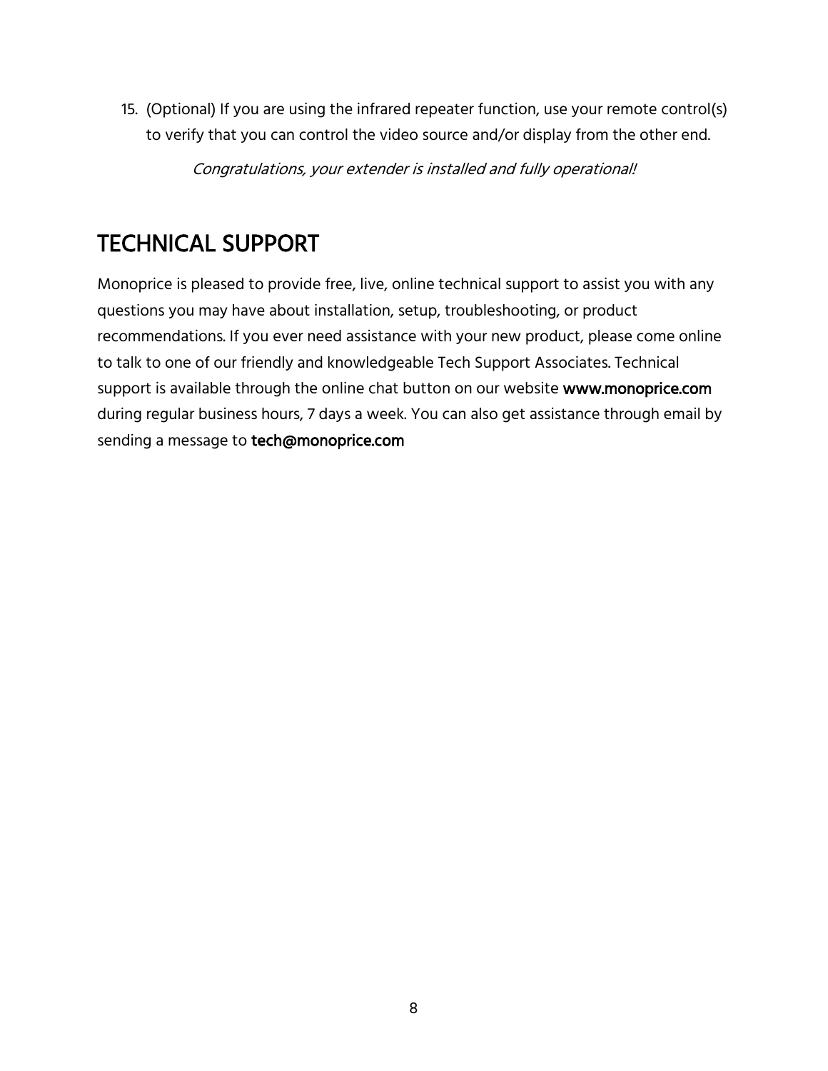15. (Optional) If you are using the infrared repeater function, use your remote control(s) to verify that you can control the video source and/or display from the other end.

*Congratulations, your extender is installed and fully operational!*

# TECHNICAL SUPPORT

Monoprice is pleased to provide free, live, online technical support to assist you with any questions you may have about installation, setup, troubleshooting, or product recommendations. If you ever need assistance with your new product, please come online to talk to one of our friendly and knowledgeable Tech Support Associates. Technical support is available through the online chat button on our website **www.monoprice.com** during regular business hours, 7 days a week. You can also get assistance through email by sending a message to **tech@monoprice.com**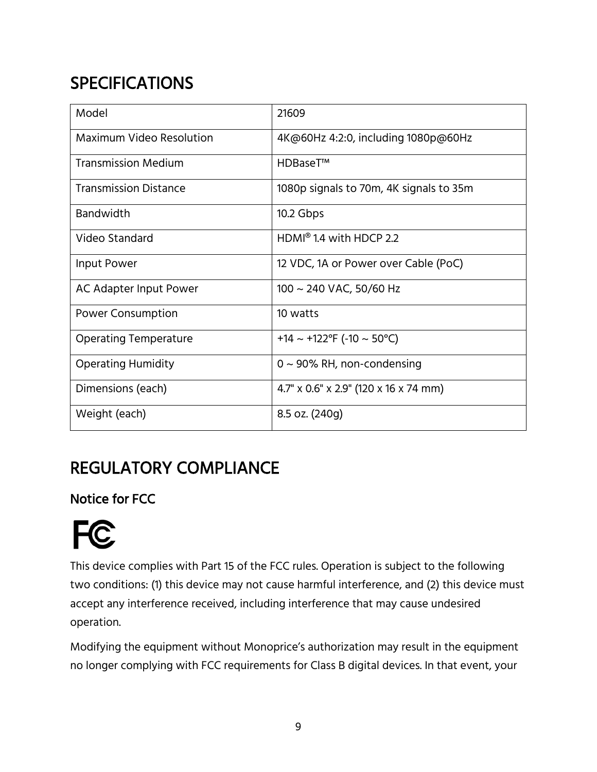# SPECIFICATIONS

| Model | 21609 |
|---|---|
| Maximum Video Resolution | 4K@60Hz 4:2:0, including 1080p@60Hz |
| Transmission Medium | HDBaseT™ |
| Transmission Distance | 1080p signals to 70m, 4K signals to 35m |
| Bandwidth | 10.2 Gbps |
| Video Standard | HDMI® 1.4 with HDCP 2.2 |
| Input Power | 12 VDC, 1A or Power over Cable (PoC) |
| AC Adapter Input Power | 100 ~ 240 VAC, 50/60 Hz |
| Power Consumption | 10 watts |
| Operating Temperature | +14 ~ +122°F (-10 ~ 50°C) |
| Operating Humidity | 0 ~ 90% RH, non-condensing |
| Dimensions (each) | 4.7" x 0.6" x 2.9" (120 x 16 x 74 mm) |
| Weight (each) | 8.5 oz. (240g) |

# REGULATORY COMPLIANCE

## Notice for FCC

This device complies with Part 15 of the FCC rules. Operation is subject to the following two conditions: (1) this device may not cause harmful interference, and (2) this device must accept any interference received, including interference that may cause undesired operation.

Modifying the equipment without Monoprice's authorization may result in the equipment no longer complying with FCC requirements for Class B digital devices. In that event, your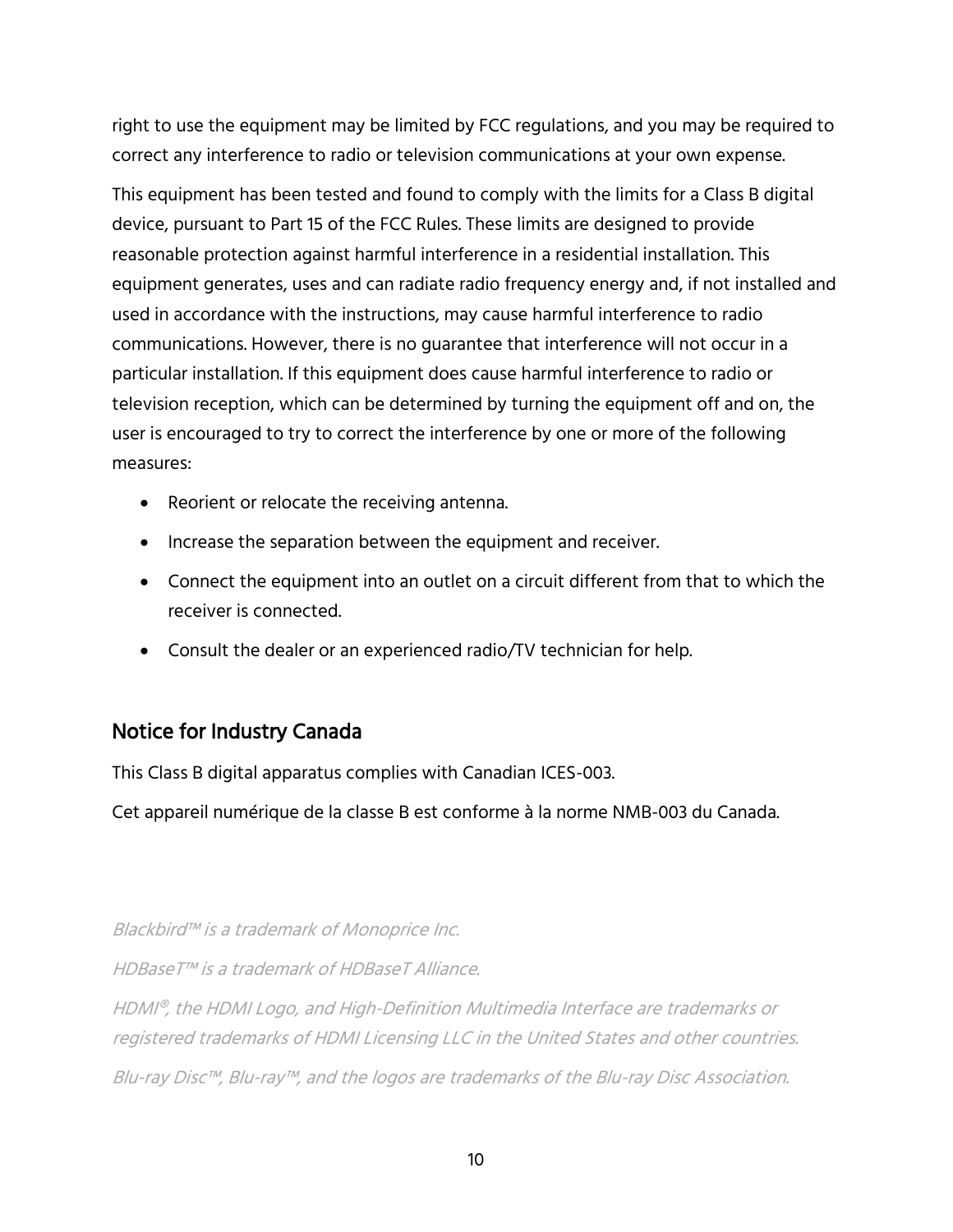right to use the equipment may be limited by FCC regulations, and you may be required to correct any interference to radio or television communications at your own expense.

This equipment has been tested and found to comply with the limits for a Class B digital device, pursuant to Part 15 of the FCC Rules. These limits are designed to provide reasonable protection against harmful interference in a residential installation. This equipment generates, uses and can radiate radio frequency energy and, if not installed and used in accordance with the instructions, may cause harmful interference to radio communications. However, there is no guarantee that interference will not occur in a particular installation. If this equipment does cause harmful interference to radio or television reception, which can be determined by turning the equipment off and on, the user is encouraged to try to correct the interference by one or more of the following measures:

- Reorient or relocate the receiving antenna.
- Increase the separation between the equipment and receiver.
- Connect the equipment into an outlet on a circuit different from that to which the receiver is connected.
- Consult the dealer or an experienced radio/TV technician for help.

## Notice for Industry Canada

This Class B digital apparatus complies with Canadian ICES-003.

Cet appareil numérique de la classe B est conforme à la norme NMB-003 du Canada.

*Blackbird™ is a trademark of Monoprice Inc.*

*HDBaseT™ is a trademark of HDBaseT Alliance.*

*HDMI®, the HDMI Logo, and High-Definition Multimedia Interface are trademarks or registered trademarks of HDMI Licensing LLC in the United States and other countries.*

*Blu-ray Disc™, Blu-ray™, and the logos are trademarks of the Blu-ray Disc Association.*